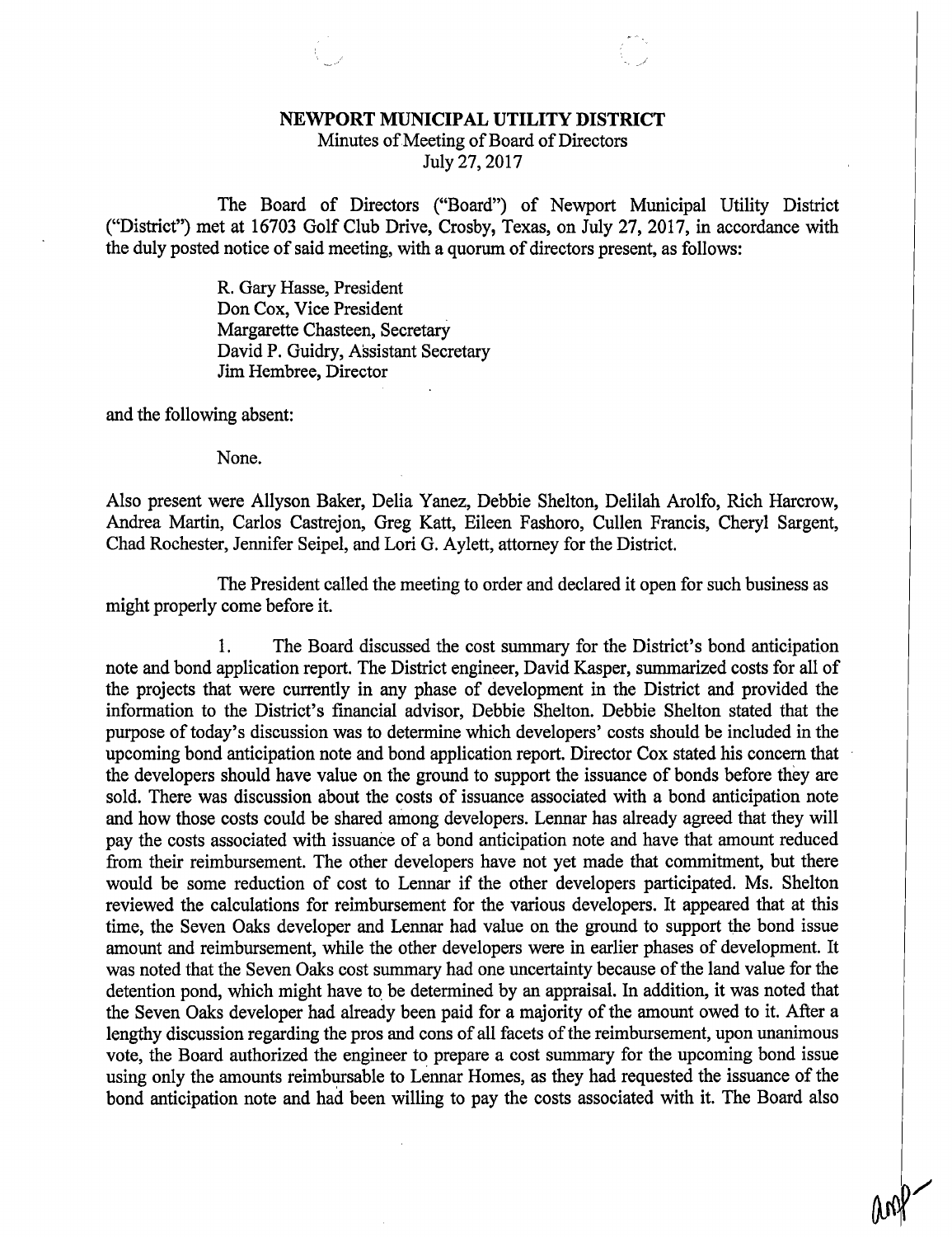**NEWPORT MUNICIPAL UTILITY DISTRICT**
Minutes of Meeting of Board of Directors
July 27, 2017

The Board of Directors ("Board") of Newport Municipal Utility District ("District") met at 16703 Golf Club Drive, Crosby, Texas, on July 27, 2017, in accordance with the duly posted notice of said meeting, with a quorum of directors present, as follows:

R. Gary Hasse, President
Don Cox, Vice President
Margarette Chasteen, Secretary
David P. Guidry, Assistant Secretary
Jim Hembree, Director

and the following absent:

None.

Also present were Allyson Baker, Delia Yanez, Debbie Shelton, Delilah Arolfo, Rich Harcrow, Andrea Martin, Carlos Castrejon, Greg Katt, Eileen Fashoro, Cullen Francis, Cheryl Sargent, Chad Rochester, Jennifer Seipel, and Lori G. Aylett, attorney for the District.

The President called the meeting to order and declared it open for such business as might properly come before it.

1. The Board discussed the cost summary for the District's bond anticipation note and bond application report. The District engineer, David Kasper, summarized costs for all of the projects that were currently in any phase of development in the District and provided the information to the District's financial advisor, Debbie Shelton. Debbie Shelton stated that the purpose of today's discussion was to determine which developers' costs should be included in the upcoming bond anticipation note and bond application report. Director Cox stated his concern that the developers should have value on the ground to support the issuance of bonds before they are sold. There was discussion about the costs of issuance associated with a bond anticipation note and how those costs could be shared among developers. Lennar has already agreed that they will pay the costs associated with issuance of a bond anticipation note and have that amount reduced from their reimbursement. The other developers have not yet made that commitment, but there would be some reduction of cost to Lennar if the other developers participated. Ms. Shelton reviewed the calculations for reimbursement for the various developers. It appeared that at this time, the Seven Oaks developer and Lennar had value on the ground to support the bond issue amount and reimbursement, while the other developers were in earlier phases of development. It was noted that the Seven Oaks cost summary had one uncertainty because of the land value for the detention pond, which might have to be determined by an appraisal. In addition, it was noted that the Seven Oaks developer had already been paid for a majority of the amount owed to it. After a lengthy discussion regarding the pros and cons of all facets of the reimbursement, upon unanimous vote, the Board authorized the engineer to prepare a cost summary for the upcoming bond issue using only the amounts reimbursable to Lennar Homes, as they had requested the issuance of the bond anticipation note and had been willing to pay the costs associated with it. The Board also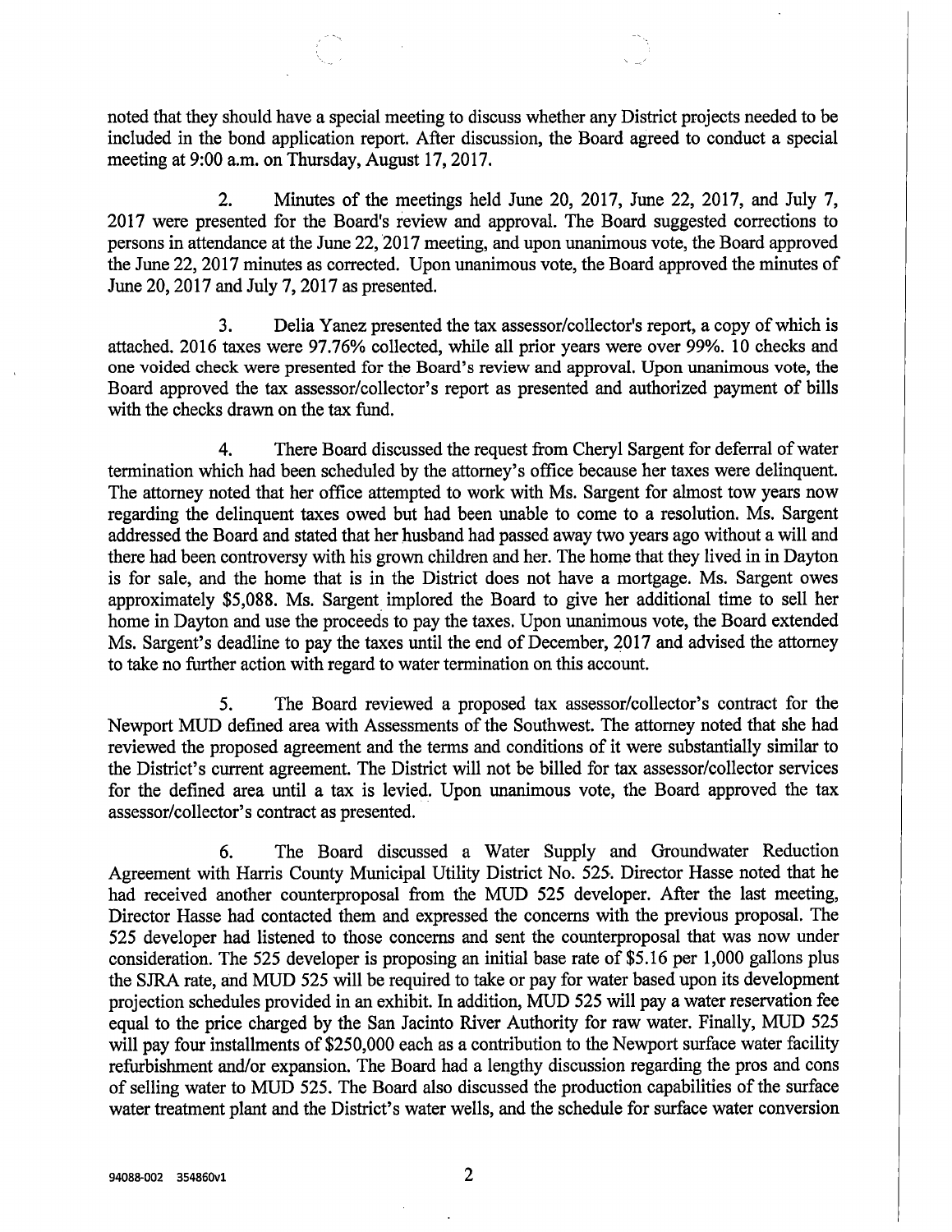noted that they should have a special meeting to discuss whether any District projects needed to be included in the bond application report. After discussion, the Board agreed to conduct a special meeting at 9:00 a.m. on Thursday, August 17, 2017.

2. Minutes of the meetings held June 20, 2017, June 22, 2017, and July 7, 2017 were presented for the Board's review and approval. The Board suggested corrections to persons in attendance at the June 22, 2017 meeting, and upon unanimous vote, the Board approved the June 22, 2017 minutes as corrected. Upon unanimous vote, the Board approved the minutes of June 20, 2017 and July 7, 2017 as presented.

3. Delia Yanez presented the tax assessor/collector's report, a copy of which is attached. 2016 taxes were 97.76% collected, while all prior years were over 99%. 10 checks and one voided check were presented for the Board's review and approval. Upon unanimous vote, the Board approved the tax assessor/collector's report as presented and authorized payment of bills with the checks drawn on the tax fund.

4. There Board discussed the request from Cheryl Sargent for deferral of water termination which had been scheduled by the attorney's office because her taxes were delinquent. The attorney noted that her office attempted to work with Ms. Sargent for almost tow years now regarding the delinquent taxes owed but had been unable to come to a resolution. Ms. Sargent addressed the Board and stated that her husband had passed away two years ago without a will and there had been controversy with his grown children and her. The home that they lived in in Dayton is for sale, and the home that is in the District does not have a mortgage. Ms. Sargent owes approximately $5,088. Ms. Sargent implored the Board to give her additional time to sell her home in Dayton and use the proceeds to pay the taxes. Upon unanimous vote, the Board extended Ms. Sargent's deadline to pay the taxes until the end of December, 2017 and advised the attorney to take no further action with regard to water termination on this account.

5. The Board reviewed a proposed tax assessor/collector's contract for the Newport MUD defined area with Assessments of the Southwest. The attorney noted that she had reviewed the proposed agreement and the terms and conditions of it were substantially similar to the District's current agreement. The District will not be billed for tax assessor/collector services for the defined area until a tax is levied. Upon unanimous vote, the Board approved the tax assessor/collector's contract as presented.

6. The Board discussed a Water Supply and Groundwater Reduction Agreement with Harris County Municipal Utility District No. 525. Director Hasse noted that he had received another counterproposal from the MUD 525 developer. After the last meeting, Director Hasse had contacted them and expressed the concerns with the previous proposal. The 525 developer had listened to those concerns and sent the counterproposal that was now under consideration. The 525 developer is proposing an initial base rate of $5.16 per 1,000 gallons plus the SJRA rate, and MUD 525 will be required to take or pay for water based upon its development projection schedules provided in an exhibit. In addition, MUD 525 will pay a water reservation fee equal to the price charged by the San Jacinto River Authority for raw water. Finally, MUD 525 will pay four installments of $250,000 each as a contribution to the Newport surface water facility refurbishment and/or expansion. The Board had a lengthy discussion regarding the pros and cons of selling water to MUD 525. The Board also discussed the production capabilities of the surface water treatment plant and the District's water wells, and the schedule for surface water conversion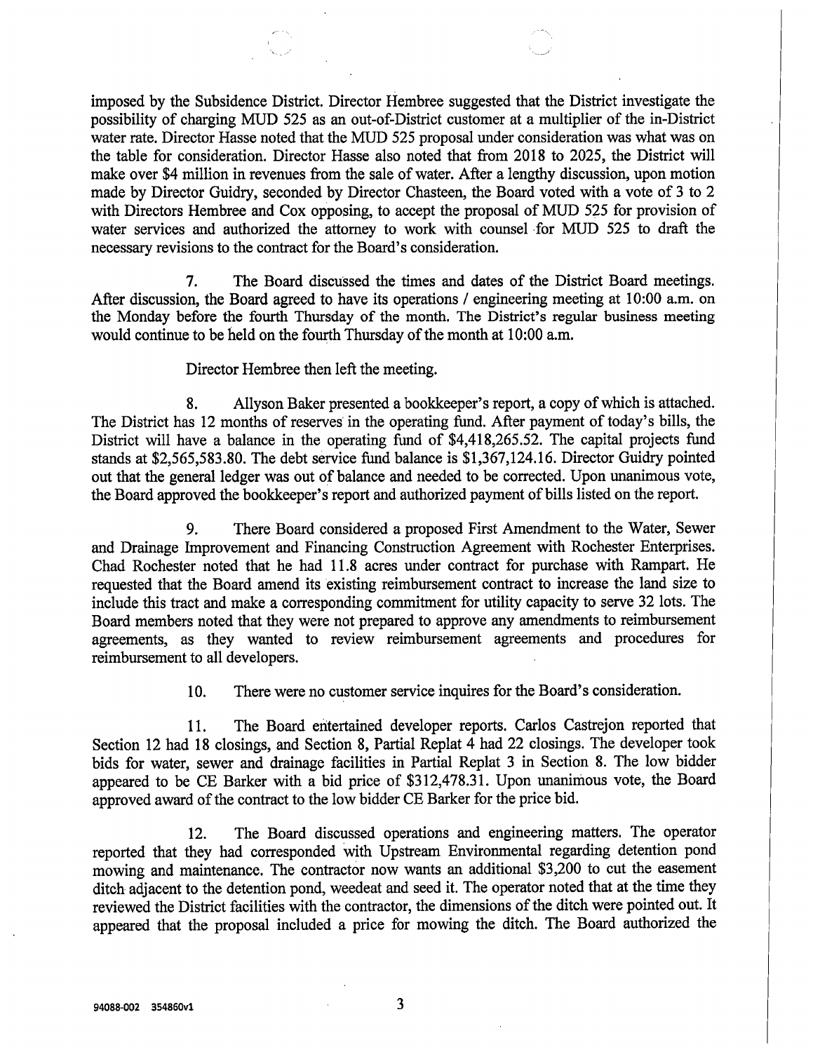imposed by the Subsidence District. Director Hembree suggested that the District investigate the possibility of charging MUD 525 as an out-of-District customer at a multiplier of the in-District water rate. Director Hasse noted that the MUD 525 proposal under consideration was what was on the table for consideration. Director Hasse also noted that from 2018 to 2025, the District will make over $4 million in revenues from the sale of water. After a lengthy discussion, upon motion made by Director Guidry, seconded by Director Chasteen, the Board voted with a vote of 3 to 2 with Directors Hembree and Cox opposing, to accept the proposal of MUD 525 for provision of water services and authorized the attorney to work with counsel for MUD 525 to draft the necessary revisions to the contract for the Board's consideration.

7. The Board discussed the times and dates of the District Board meetings. After discussion, the Board agreed to have its operations / engineering meeting at 10:00 a.m. on the Monday before the fourth Thursday of the month. The District's regular business meeting would continue to be held on the fourth Thursday of the month at 10:00 a.m.

Director Hembree then left the meeting.

8. Allyson Baker presented a bookkeeper's report, a copy of which is attached. The District has 12 months of reserves in the operating fund. After payment of today's bills, the District will have a balance in the operating fund of $4,418,265.52. The capital projects fund stands at $2,565,583.80. The debt service fund balance is $1,367,124.16. Director Guidry pointed out that the general ledger was out of balance and needed to be corrected. Upon unanimous vote, the Board approved the bookkeeper's report and authorized payment of bills listed on the report.

9. There Board considered a proposed First Amendment to the Water, Sewer and Drainage Improvement and Financing Construction Agreement with Rochester Enterprises. Chad Rochester noted that he had 11.8 acres under contract for purchase with Rampart. He requested that the Board amend its existing reimbursement contract to increase the land size to include this tract and make a corresponding commitment for utility capacity to serve 32 lots. The Board members noted that they were not prepared to approve any amendments to reimbursement agreements, as they wanted to review reimbursement agreements and procedures for reimbursement to all developers.

10. There were no customer service inquires for the Board's consideration.

11. The Board entertained developer reports. Carlos Castrejon reported that Section 12 had 18 closings, and Section 8, Partial Replat 4 had 22 closings. The developer took bids for water, sewer and drainage facilities in Partial Replat 3 in Section 8. The low bidder appeared to be CE Barker with a bid price of $312,478.31. Upon unanimous vote, the Board approved award of the contract to the low bidder CE Barker for the price bid.

12. The Board discussed operations and engineering matters. The operator reported that they had corresponded with Upstream Environmental regarding detention pond mowing and maintenance. The contractor now wants an additional $3,200 to cut the easement ditch adjacent to the detention pond, weedeat and seed it. The operator noted that at the time they reviewed the District facilities with the contractor, the dimensions of the ditch were pointed out. It appeared that the proposal included a price for mowing the ditch. The Board authorized the

94088-002 354860v1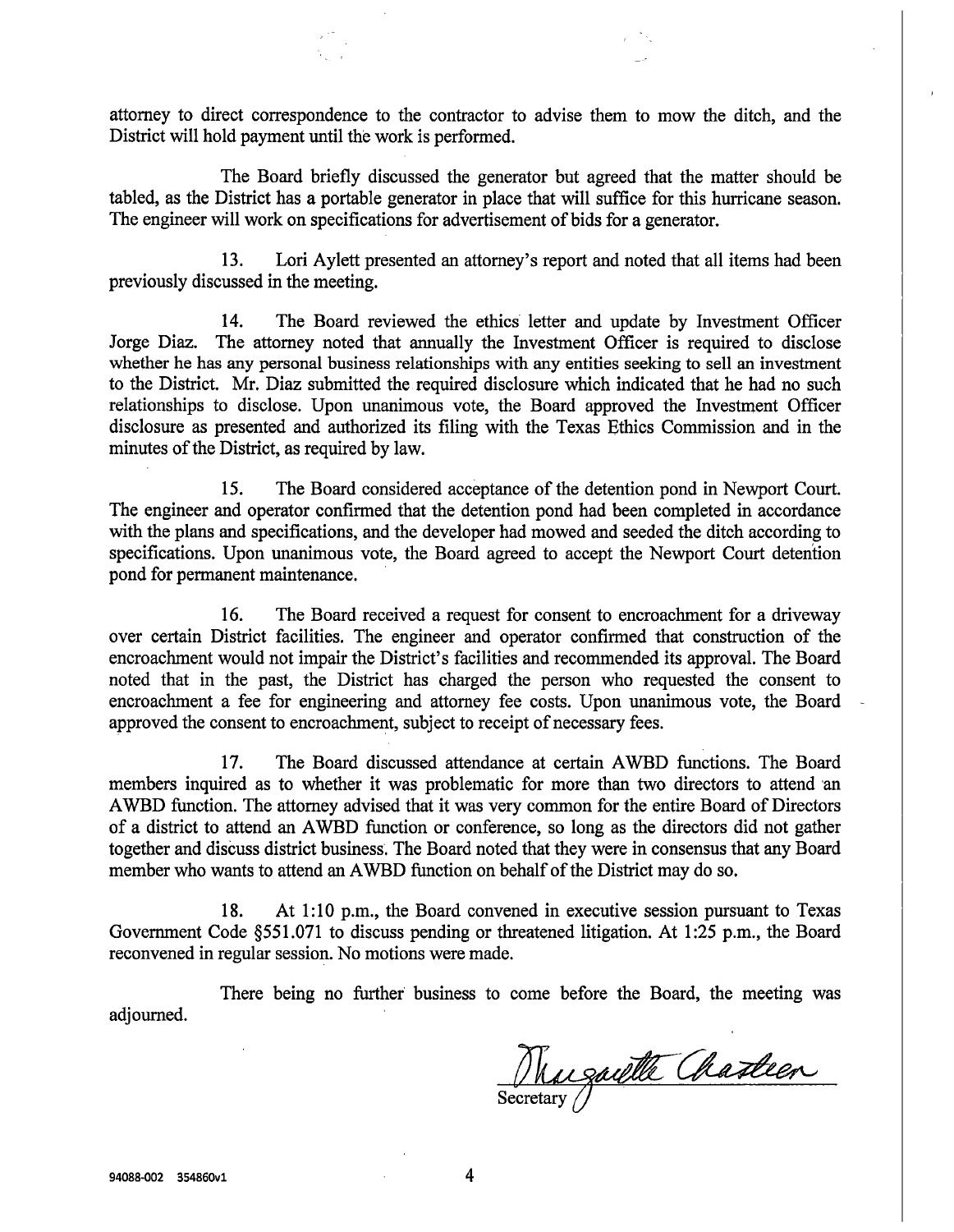attorney to direct correspondence to the contractor to advise them to mow the ditch, and the District will hold payment until the work is performed.

The Board briefly discussed the generator but agreed that the matter should be tabled, as the District has a portable generator in place that will suffice for this hurricane season. The engineer will work on specifications for advertisement of bids for a generator.

13. Lori Aylett presented an attorney's report and noted that all items had been previously discussed in the meeting.

14. The Board reviewed the ethics letter and update by Investment Officer Jorge Diaz. The attorney noted that annually the Investment Officer is required to disclose whether he has any personal business relationships with any entities seeking to sell an investment to the District. Mr. Diaz submitted the required disclosure which indicated that he had no such relationships to disclose. Upon unanimous vote, the Board approved the Investment Officer disclosure as presented and authorized its filing with the Texas Ethics Commission and in the minutes of the District, as required by law.

15. The Board considered acceptance of the detention pond in Newport Court. The engineer and operator confirmed that the detention pond had been completed in accordance with the plans and specifications, and the developer had mowed and seeded the ditch according to specifications. Upon unanimous vote, the Board agreed to accept the Newport Court detention pond for permanent maintenance.

16. The Board received a request for consent to encroachment for a driveway over certain District facilities. The engineer and operator confirmed that construction of the encroachment would not impair the District's facilities and recommended its approval. The Board noted that in the past, the District has charged the person who requested the consent to encroachment a fee for engineering and attorney fee costs. Upon unanimous vote, the Board approved the consent to encroachment, subject to receipt of necessary fees.

17. The Board discussed attendance at certain AWBD functions. The Board members inquired as to whether it was problematic for more than two directors to attend an AWBD function. The attorney advised that it was very common for the entire Board of Directors of a district to attend an AWBD function or conference, so long as the directors did not gather together and discuss district business. The Board noted that they were in consensus that any Board member who wants to attend an AWBD function on behalf of the District may do so.

18. At 1:10 p.m., the Board convened in executive session pursuant to Texas Government Code §551.071 to discuss pending or threatened litigation. At 1:25 p.m., the Board reconvened in regular session. No motions were made.

There being no further business to come before the Board, the meeting was adjourned.

Marguette Chastien
Secretary

94088-002 354860v1